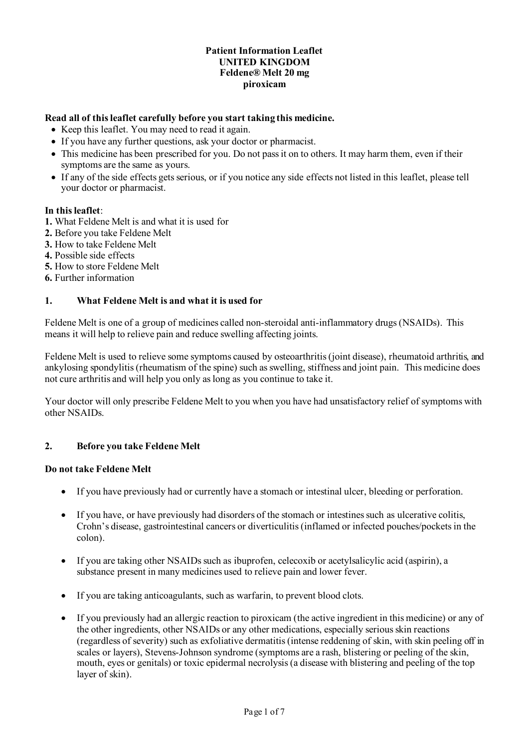**Patient Information Leaflet**
**UNITED KINGDOM**
**Feldene® Melt 20 mg**
**piroxicam**

**Read all of this leaflet carefully before you start taking this medicine.**

- Keep this leaflet. You may need to read it again.
- If you have any further questions, ask your doctor or pharmacist.
- This medicine has been prescribed for you. Do not pass it on to others. It may harm them, even if their symptoms are the same as yours.
- If any of the side effects gets serious, or if you notice any side effects not listed in this leaflet, please tell your doctor or pharmacist.

**In this leaflet**:

**1.** What Feldene Melt is and what it is used for
**2.** Before you take Feldene Melt
**3.** How to take Feldene Melt
**4.** Possible side effects
**5.** How to store Feldene Melt
**6.** Further information

## 1. What Feldene Melt is and what it is used for

Feldene Melt is one of a group of medicines called non-steroidal anti-inflammatory drugs (NSAIDs). This means it will help to relieve pain and reduce swelling affecting joints.

Feldene Melt is used to relieve some symptoms caused by osteoarthritis (joint disease), rheumatoid arthritis, and ankylosing spondylitis (rheumatism of the spine) such as swelling, stiffness and joint pain. This medicine does not cure arthritis and will help you only as long as you continue to take it.

Your doctor will only prescribe Feldene Melt to you when you have had unsatisfactory relief of symptoms with other NSAIDs.

## 2. Before you take Feldene Melt

**Do not take Feldene Melt**

- If you have previously had or currently have a stomach or intestinal ulcer, bleeding or perforation.
- If you have, or have previously had disorders of the stomach or intestines such as ulcerative colitis, Crohn's disease, gastrointestinal cancers or diverticulitis (inflamed or infected pouches/pockets in the colon).
- If you are taking other NSAIDs such as ibuprofen, celecoxib or acetylsalicylic acid (aspirin), a substance present in many medicines used to relieve pain and lower fever.
- If you are taking anticoagulants, such as warfarin, to prevent blood clots.
- If you previously had an allergic reaction to piroxicam (the active ingredient in this medicine) or any of the other ingredients, other NSAIDs or any other medications, especially serious skin reactions (regardless of severity) such as exfoliative dermatitis (intense reddening of skin, with skin peeling off in scales or layers), Stevens-Johnson syndrome (symptoms are a rash, blistering or peeling of the skin, mouth, eyes or genitals) or toxic epidermal necrolysis (a disease with blistering and peeling of the top layer of skin).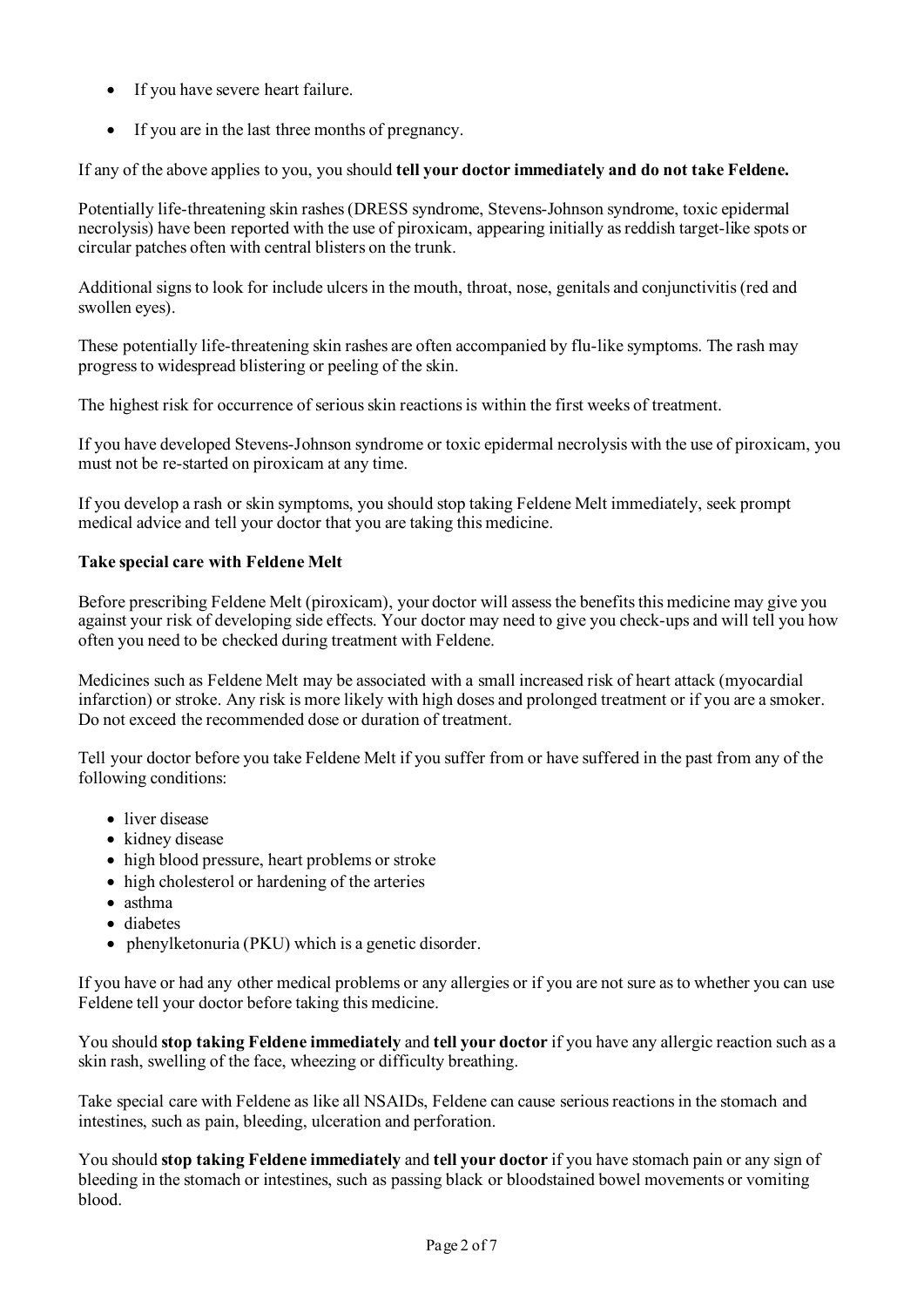- If you have severe heart failure.
- If you are in the last three months of pregnancy.

If any of the above applies to you, you should **tell your doctor immediately and do not take Feldene.**

Potentially life-threatening skin rashes (DRESS syndrome, Stevens-Johnson syndrome, toxic epidermal necrolysis) have been reported with the use of piroxicam, appearing initially as reddish target-like spots or circular patches often with central blisters on the trunk.

Additional signs to look for include ulcers in the mouth, throat, nose, genitals and conjunctivitis (red and swollen eyes).

These potentially life-threatening skin rashes are often accompanied by flu-like symptoms. The rash may progress to widespread blistering or peeling of the skin.

The highest risk for occurrence of serious skin reactions is within the first weeks of treatment.

If you have developed Stevens-Johnson syndrome or toxic epidermal necrolysis with the use of piroxicam, you must not be re-started on piroxicam at any time.

If you develop a rash or skin symptoms, you should stop taking Feldene Melt immediately, seek prompt medical advice and tell your doctor that you are taking this medicine.

**Take special care with Feldene Melt**

Before prescribing Feldene Melt (piroxicam), your doctor will assess the benefits this medicine may give you against your risk of developing side effects. Your doctor may need to give you check-ups and will tell you how often you need to be checked during treatment with Feldene.

Medicines such as Feldene Melt may be associated with a small increased risk of heart attack (myocardial infarction) or stroke. Any risk is more likely with high doses and prolonged treatment or if you are a smoker. Do not exceed the recommended dose or duration of treatment.

Tell your doctor before you take Feldene Melt if you suffer from or have suffered in the past from any of the following conditions:

- liver disease
- kidney disease
- high blood pressure, heart problems or stroke
- high cholesterol or hardening of the arteries
- asthma
- diabetes
- phenylketonuria (PKU) which is a genetic disorder.

If you have or had any other medical problems or any allergies or if you are not sure as to whether you can use Feldene tell your doctor before taking this medicine.

You should **stop taking Feldene immediately** and **tell your doctor** if you have any allergic reaction such as a skin rash, swelling of the face, wheezing or difficulty breathing.

Take special care with Feldene as like all NSAIDs, Feldene can cause serious reactions in the stomach and intestines, such as pain, bleeding, ulceration and perforation.

You should **stop taking Feldene immediately** and **tell your doctor** if you have stomach pain or any sign of bleeding in the stomach or intestines, such as passing black or bloodstained bowel movements or vomiting blood.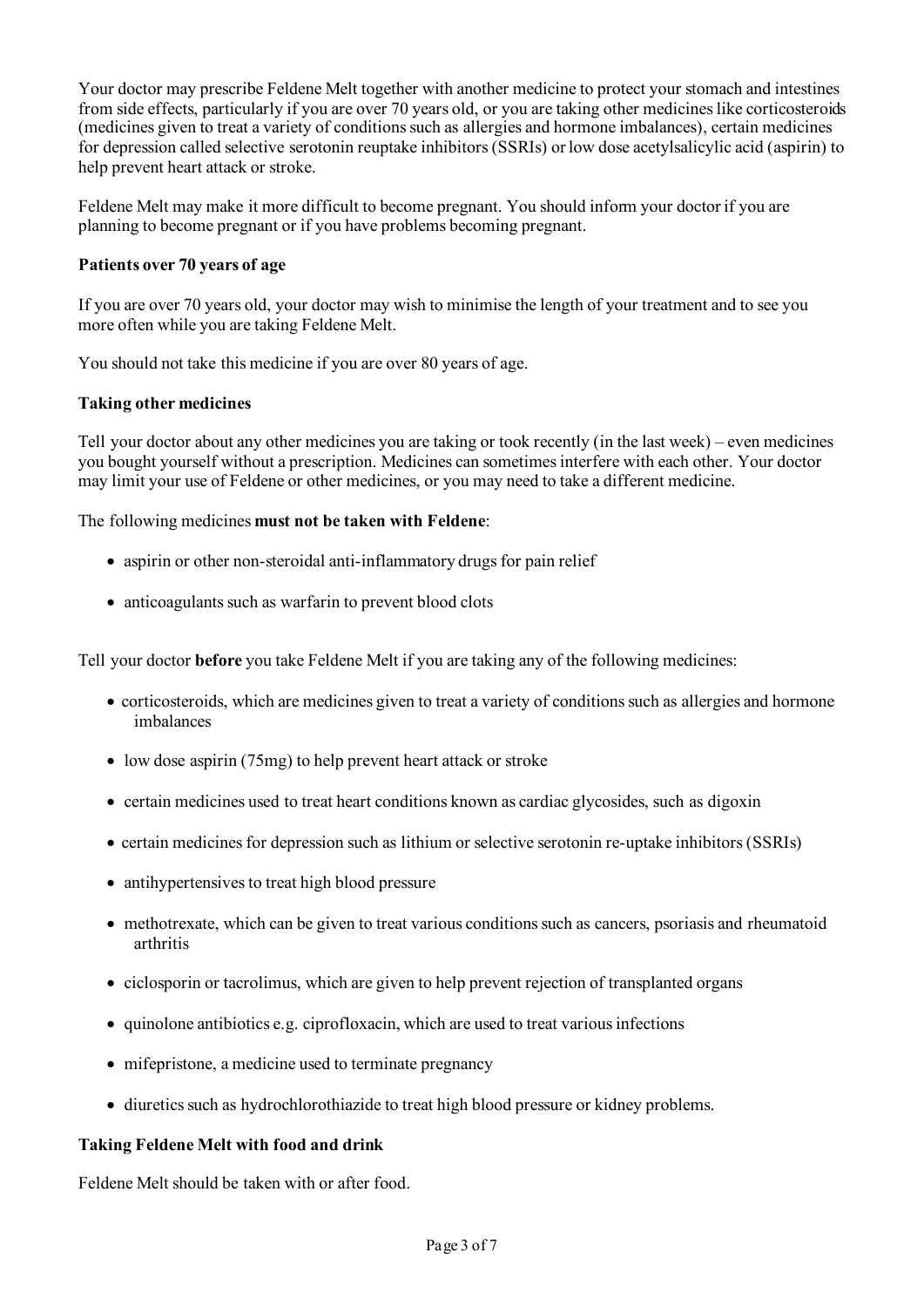Your doctor may prescribe Feldene Melt together with another medicine to protect your stomach and intestines from side effects, particularly if you are over 70 years old, or you are taking other medicines like corticosteroids (medicines given to treat a variety of conditions such as allergies and hormone imbalances), certain medicines for depression called selective serotonin reuptake inhibitors (SSRIs) or low dose acetylsalicylic acid (aspirin) to help prevent heart attack or stroke.

Feldene Melt may make it more difficult to become pregnant. You should inform your doctor if you are planning to become pregnant or if you have problems becoming pregnant.

**Patients over 70 years of age**

If you are over 70 years old, your doctor may wish to minimise the length of your treatment and to see you more often while you are taking Feldene Melt.

You should not take this medicine if you are over 80 years of age.

**Taking other medicines**

Tell your doctor about any other medicines you are taking or took recently (in the last week) – even medicines you bought yourself without a prescription. Medicines can sometimes interfere with each other. Your doctor may limit your use of Feldene or other medicines, or you may need to take a different medicine.

The following medicines **must not be taken with Feldene**:

- aspirin or other non-steroidal anti-inflammatory drugs for pain relief
- anticoagulants such as warfarin to prevent blood clots

Tell your doctor **before** you take Feldene Melt if you are taking any of the following medicines:

- corticosteroids, which are medicines given to treat a variety of conditions such as allergies and hormone imbalances
- low dose aspirin (75mg) to help prevent heart attack or stroke
- certain medicines used to treat heart conditions known as cardiac glycosides, such as digoxin
- certain medicines for depression such as lithium or selective serotonin re-uptake inhibitors (SSRIs)
- antihypertensives to treat high blood pressure
- methotrexate, which can be given to treat various conditions such as cancers, psoriasis and rheumatoid arthritis
- ciclosporin or tacrolimus, which are given to help prevent rejection of transplanted organs
- quinolone antibiotics e.g. ciprofloxacin, which are used to treat various infections
- mifepristone, a medicine used to terminate pregnancy
- diuretics such as hydrochlorothiazide to treat high blood pressure or kidney problems.

**Taking Feldene Melt with food and drink**

Feldene Melt should be taken with or after food.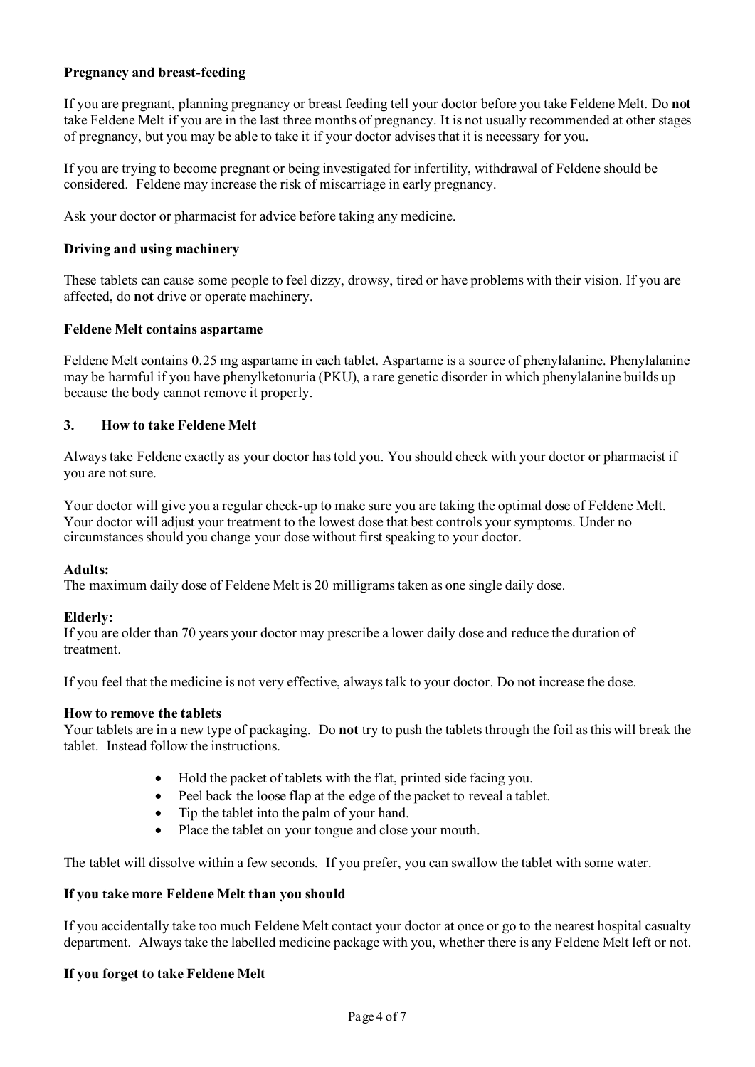**Pregnancy and breast-feeding**

If you are pregnant, planning pregnancy or breast feeding tell your doctor before you take Feldene Melt. Do **not** take Feldene Melt if you are in the last three months of pregnancy. It is not usually recommended at other stages of pregnancy, but you may be able to take it if your doctor advises that it is necessary for you.

If you are trying to become pregnant or being investigated for infertility, withdrawal of Feldene should be considered. Feldene may increase the risk of miscarriage in early pregnancy.

Ask your doctor or pharmacist for advice before taking any medicine.

**Driving and using machinery**

These tablets can cause some people to feel dizzy, drowsy, tired or have problems with their vision. If you are affected, do **not** drive or operate machinery.

**Feldene Melt contains aspartame**

Feldene Melt contains 0.25 mg aspartame in each tablet. Aspartame is a source of phenylalanine. Phenylalanine may be harmful if you have phenylketonuria (PKU), a rare genetic disorder in which phenylalanine builds up because the body cannot remove it properly.

## 3. How to take Feldene Melt

Always take Feldene exactly as your doctor has told you. You should check with your doctor or pharmacist if you are not sure.

Your doctor will give you a regular check-up to make sure you are taking the optimal dose of Feldene Melt. Your doctor will adjust your treatment to the lowest dose that best controls your symptoms. Under no circumstances should you change your dose without first speaking to your doctor.

**Adults:**
The maximum daily dose of Feldene Melt is 20 milligrams taken as one single daily dose.

**Elderly:**
If you are older than 70 years your doctor may prescribe a lower daily dose and reduce the duration of treatment.

If you feel that the medicine is not very effective, always talk to your doctor. Do not increase the dose.

**How to remove the tablets**
Your tablets are in a new type of packaging. Do **not** try to push the tablets through the foil as this will break the tablet. Instead follow the instructions.

- Hold the packet of tablets with the flat, printed side facing you.
- Peel back the loose flap at the edge of the packet to reveal a tablet.
- Tip the tablet into the palm of your hand.
- Place the tablet on your tongue and close your mouth.

The tablet will dissolve within a few seconds. If you prefer, you can swallow the tablet with some water.

**If you take more Feldene Melt than you should**

If you accidentally take too much Feldene Melt contact your doctor at once or go to the nearest hospital casualty department. Always take the labelled medicine package with you, whether there is any Feldene Melt left or not.

**If you forget to take Feldene Melt**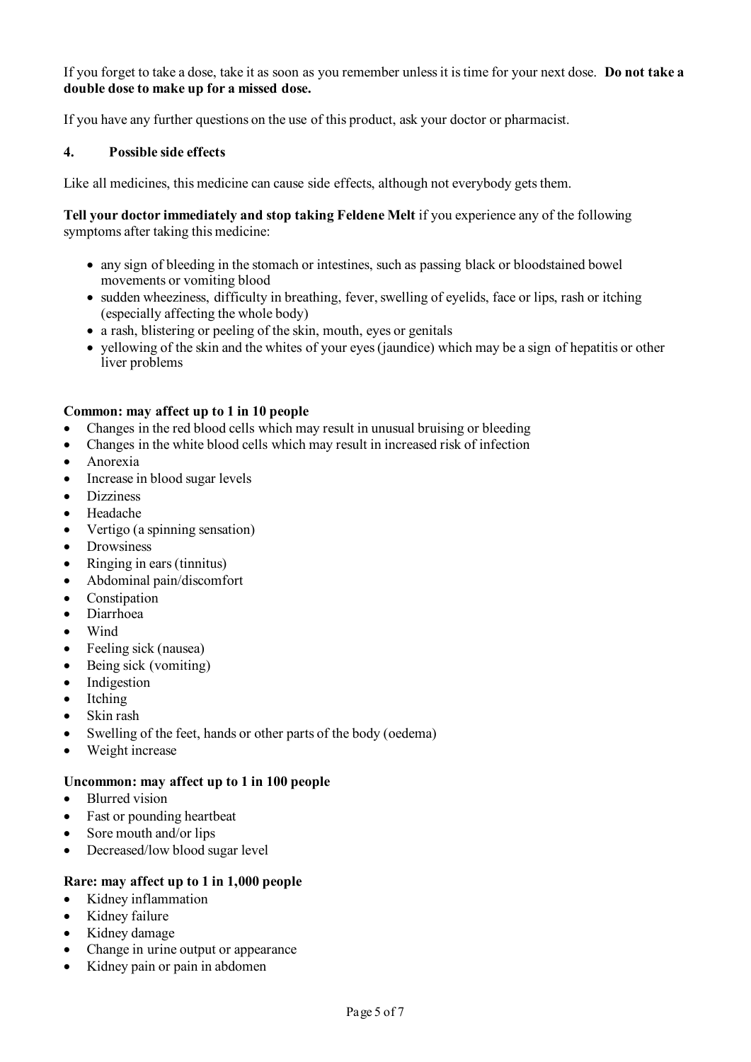If you forget to take a dose, take it as soon as you remember unless it is time for your next dose. **Do not take a double dose to make up for a missed dose.**

If you have any further questions on the use of this product, ask your doctor or pharmacist.

## 4. Possible side effects

Like all medicines, this medicine can cause side effects, although not everybody gets them.

**Tell your doctor immediately and stop taking Feldene Melt** if you experience any of the following symptoms after taking this medicine:

- any sign of bleeding in the stomach or intestines, such as passing black or bloodstained bowel movements or vomiting blood
- sudden wheeziness, difficulty in breathing, fever, swelling of eyelids, face or lips, rash or itching (especially affecting the whole body)
- a rash, blistering or peeling of the skin, mouth, eyes or genitals
- yellowing of the skin and the whites of your eyes (jaundice) which may be a sign of hepatitis or other liver problems

**Common: may affect up to 1 in 10 people**

- Changes in the red blood cells which may result in unusual bruising or bleeding
- Changes in the white blood cells which may result in increased risk of infection
- Anorexia
- Increase in blood sugar levels
- Dizziness
- Headache
- Vertigo (a spinning sensation)
- Drowsiness
- Ringing in ears (tinnitus)
- Abdominal pain/discomfort
- Constipation
- Diarrhoea
- Wind
- Feeling sick (nausea)
- Being sick (vomiting)
- Indigestion
- Itching
- Skin rash
- Swelling of the feet, hands or other parts of the body (oedema)
- Weight increase

**Uncommon: may affect up to 1 in 100 people**

- Blurred vision
- Fast or pounding heartbeat
- Sore mouth and/or lips
- Decreased/low blood sugar level

**Rare: may affect up to 1 in 1,000 people**

- Kidney inflammation
- Kidney failure
- Kidney damage
- Change in urine output or appearance
- Kidney pain or pain in abdomen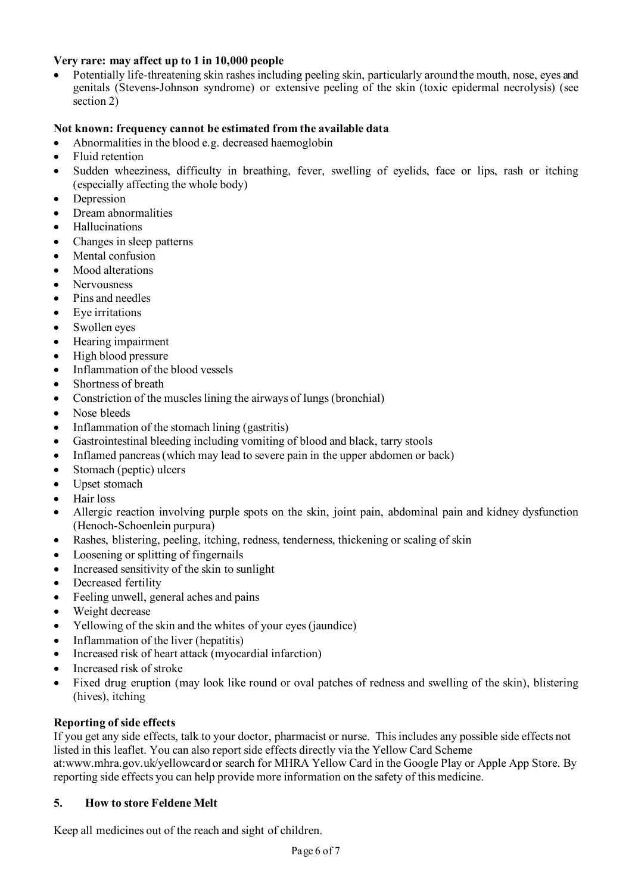**Very rare: may affect up to 1 in 10,000 people**

- Potentially life-threatening skin rashes including peeling skin, particularly around the mouth, nose, eyes and genitals (Stevens-Johnson syndrome) or extensive peeling of the skin (toxic epidermal necrolysis) (see section 2)

**Not known: frequency cannot be estimated from the available data**

- Abnormalities in the blood e.g. decreased haemoglobin
- Fluid retention
- Sudden wheeziness, difficulty in breathing, fever, swelling of eyelids, face or lips, rash or itching (especially affecting the whole body)
- Depression
- Dream abnormalities
- Hallucinations
- Changes in sleep patterns
- Mental confusion
- Mood alterations
- Nervousness
- Pins and needles
- Eye irritations
- Swollen eyes
- Hearing impairment
- High blood pressure
- Inflammation of the blood vessels
- Shortness of breath
- Constriction of the muscles lining the airways of lungs (bronchial)
- Nose bleeds
- Inflammation of the stomach lining (gastritis)
- Gastrointestinal bleeding including vomiting of blood and black, tarry stools
- Inflamed pancreas (which may lead to severe pain in the upper abdomen or back)
- Stomach (peptic) ulcers
- Upset stomach
- Hair loss
- Allergic reaction involving purple spots on the skin, joint pain, abdominal pain and kidney dysfunction (Henoch-Schoenlein purpura)
- Rashes, blistering, peeling, itching, redness, tenderness, thickening or scaling of skin
- Loosening or splitting of fingernails
- Increased sensitivity of the skin to sunlight
- Decreased fertility
- Feeling unwell, general aches and pains
- Weight decrease
- Yellowing of the skin and the whites of your eyes (jaundice)
- Inflammation of the liver (hepatitis)
- Increased risk of heart attack (myocardial infarction)
- Increased risk of stroke
- Fixed drug eruption (may look like round or oval patches of redness and swelling of the skin), blistering (hives), itching

**Reporting of side effects**

If you get any side effects, talk to your doctor, pharmacist or nurse. This includes any possible side effects not listed in this leaflet. You can also report side effects directly via the Yellow Card Scheme at:www.mhra.gov.uk/yellowcard or search for MHRA Yellow Card in the Google Play or Apple App Store. By reporting side effects you can help provide more information on the safety of this medicine.

## 5. How to store Feldene Melt

Keep all medicines out of the reach and sight of children.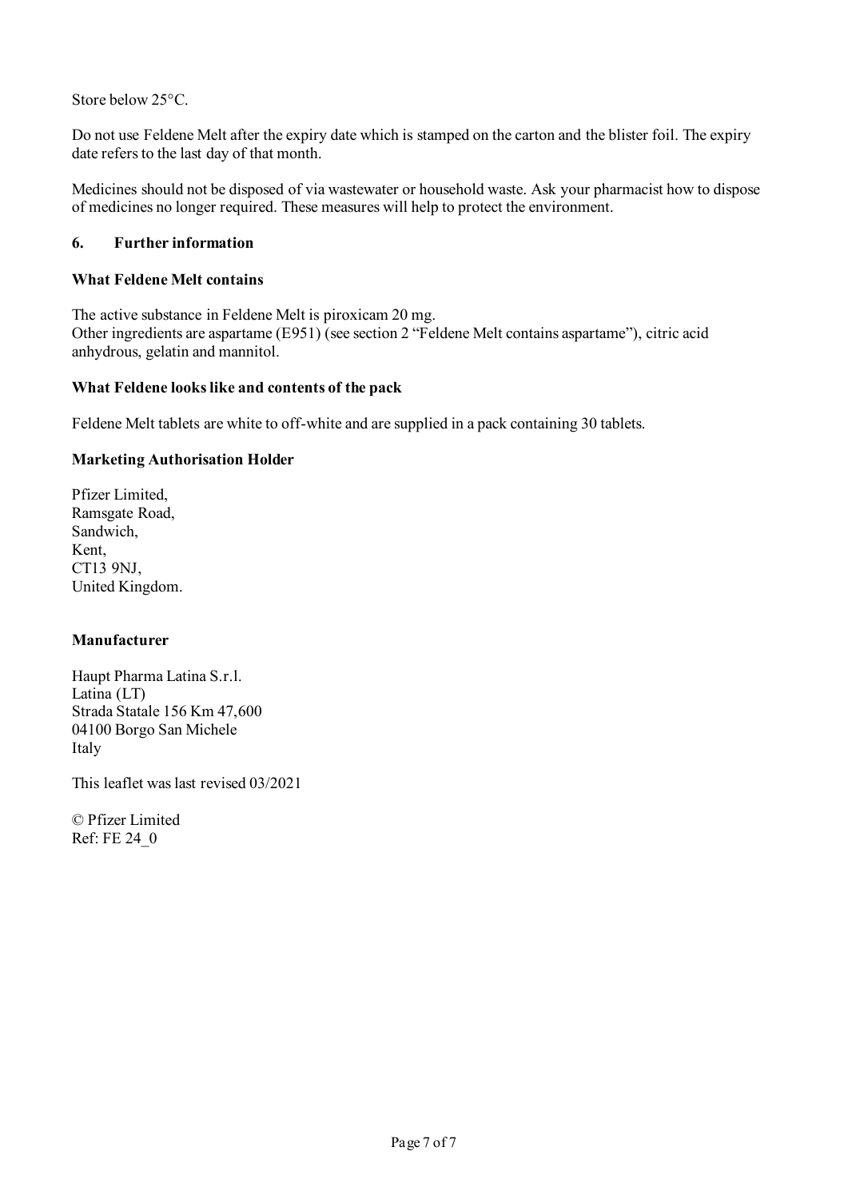Store below 25°C.

Do not use Feldene Melt after the expiry date which is stamped on the carton and the blister foil. The expiry date refers to the last day of that month.

Medicines should not be disposed of via wastewater or household waste. Ask your pharmacist how to dispose of medicines no longer required. These measures will help to protect the environment.

## 6. Further information

### What Feldene Melt contains

The active substance in Feldene Melt is piroxicam 20 mg.
Other ingredients are aspartame (E951) (see section 2 "Feldene Melt contains aspartame"), citric acid anhydrous, gelatin and mannitol.

### What Feldene looks like and contents of the pack

Feldene Melt tablets are white to off-white and are supplied in a pack containing 30 tablets.

### Marketing Authorisation Holder

Pfizer Limited,
Ramsgate Road,
Sandwich,
Kent,
CT13 9NJ,
United Kingdom.

### Manufacturer

Haupt Pharma Latina S.r.l.
Latina (LT)
Strada Statale 156 Km 47,600
04100 Borgo San Michele
Italy

This leaflet was last revised 03/2021

© Pfizer Limited
Ref: FE 24_0